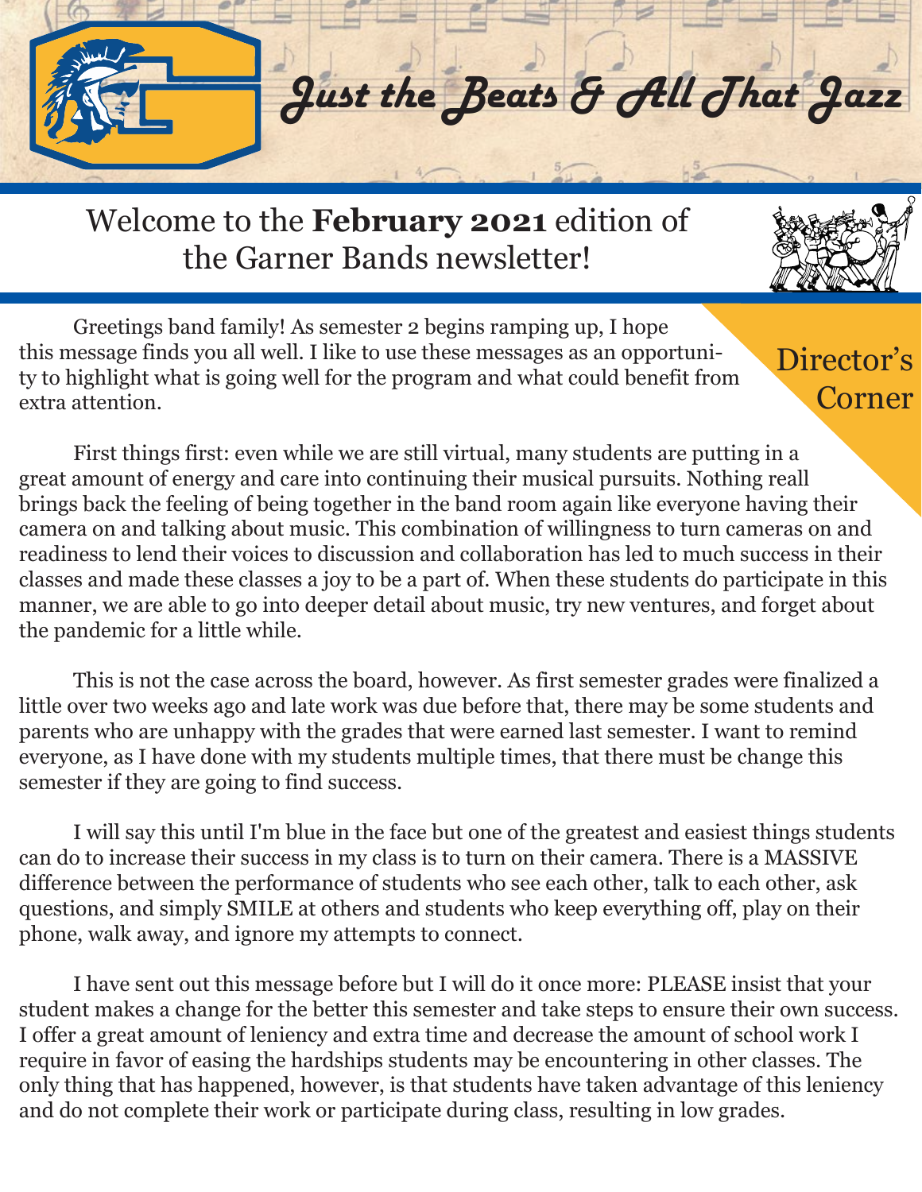# *Just the Beats & All That Jazz*

## Welcome to the **February 2021** edition of the Garner Bands newsletter!

### Director's Corner

Greetings band family! As semester 2 begins ramping up, I hope this message finds you all well. I like to use these messages as an opportunity to highlight what is going well for the program and what could benefit from extra attention.

First things first: even while we are still virtual, many students are putting in a great amount of energy and care into continuing their musical pursuits. Nothing reall brings back the feeling of being together in the band room again like everyone having their camera on and talking about music. This combination of willingness to turn cameras on and readiness to lend their voices to discussion and collaboration has led to much success in their classes and made these classes a joy to be a part of. When these students do participate in this manner, we are able to go into deeper detail about music, try new ventures, and forget about the pandemic for a little while.

This is not the case across the board, however. As first semester grades were finalized a little over two weeks ago and late work was due before that, there may be some students and parents who are unhappy with the grades that were earned last semester. I want to remind everyone, as I have done with my students multiple times, that there must be change this semester if they are going to find success.

I will say this until I'm blue in the face but one of the greatest and easiest things students can do to increase their success in my class is to turn on their camera. There is a MASSIVE difference between the performance of students who see each other, talk to each other, ask questions, and simply SMILE at others and students who keep everything off, play on their phone, walk away, and ignore my attempts to connect.

I have sent out this message before but I will do it once more: PLEASE insist that your student makes a change for the better this semester and take steps to ensure their own success. I offer a great amount of leniency and extra time and decrease the amount of school work I require in favor of easing the hardships students may be encountering in other classes. The only thing that has happened, however, is that students have taken advantage of this leniency and do not complete their work or participate during class, resulting in low grades.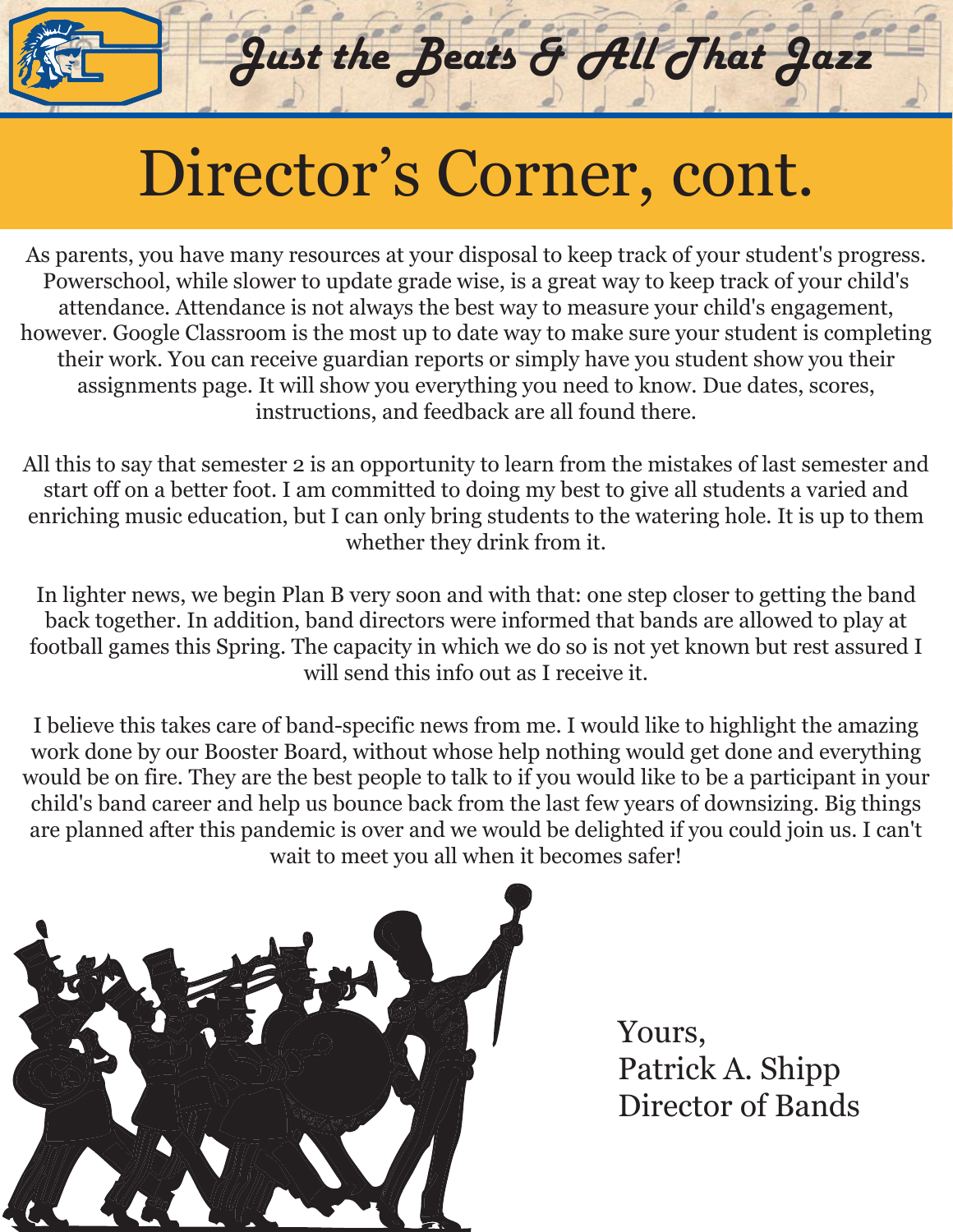# Director's Corner, cont.

As parents, you have many resources at your disposal to keep track of your student's progress. Powerschool, while slower to update grade wise, is a great way to keep track of your child's attendance. Attendance is not always the best way to measure your child's engagement, however. Google Classroom is the most up to date way to make sure your student is completing their work. You can receive guardian reports or simply have you student show you their assignments page. It will show you everything you need to know. Due dates, scores, instructions, and feedback are all found there.

All this to say that semester 2 is an opportunity to learn from the mistakes of last semester and start off on a better foot. I am committed to doing my best to give all students a varied and enriching music education, but I can only bring students to the watering hole. It is up to them whether they drink from it.

In lighter news, we begin Plan B very soon and with that: one step closer to getting the band back together. In addition, band directors were informed that bands are allowed to play at football games this Spring. The capacity in which we do so is not yet known but rest assured I will send this info out as I receive it.

I believe this takes care of band-specific news from me. I would like to highlight the amazing work done by our Booster Board, without whose help nothing would get done and everything would be on fire. They are the best people to talk to if you would like to be a participant in your child's band career and help us bounce back from the last few years of downsizing. Big things are planned after this pandemic is over and we would be delighted if you could join us. I can't wait to meet you all when it becomes safer!

Yours,
Patrick A. Shipp
Director of Bands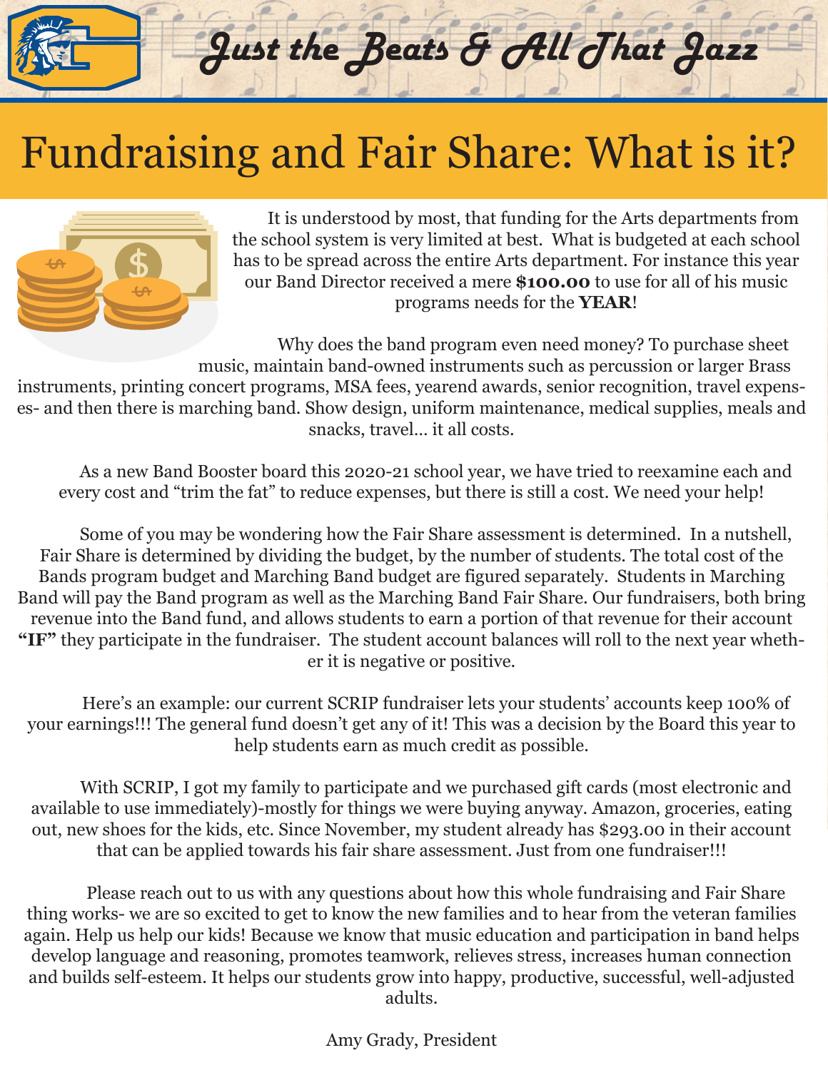# Just the Beats & All That Jazz

## Fundraising and Fair Share: What is it?

It is understood by most, that funding for the Arts departments from the school system is very limited at best. What is budgeted at each school has to be spread across the entire Arts department. For instance this year our Band Director received a mere **$100.00** to use for all of his music programs needs for the **YEAR**!

Why does the band program even need money? To purchase sheet music, maintain band-owned instruments such as percussion or larger Brass instruments, printing concert programs, MSA fees, yearend awards, senior recognition, travel expenses- and then there is marching band. Show design, uniform maintenance, medical supplies, meals and snacks, travel… it all costs.

As a new Band Booster board this 2020-21 school year, we have tried to reexamine each and every cost and "trim the fat" to reduce expenses, but there is still a cost. We need your help!

Some of you may be wondering how the Fair Share assessment is determined. In a nutshell, Fair Share is determined by dividing the budget, by the number of students. The total cost of the Bands program budget and Marching Band budget are figured separately. Students in Marching Band will pay the Band program as well as the Marching Band Fair Share. Our fundraisers, both bring revenue into the Band fund, and allows students to earn a portion of that revenue for their account **"IF"** they participate in the fundraiser. The student account balances will roll to the next year whether it is negative or positive.

Here's an example: our current SCRIP fundraiser lets your students' accounts keep 100% of your earnings!!! The general fund doesn't get any of it! This was a decision by the Board this year to help students earn as much credit as possible.

With SCRIP, I got my family to participate and we purchased gift cards (most electronic and available to use immediately)-mostly for things we were buying anyway. Amazon, groceries, eating out, new shoes for the kids, etc. Since November, my student already has $293.00 in their account that can be applied towards his fair share assessment. Just from one fundraiser!!!

Please reach out to us with any questions about how this whole fundraising and Fair Share thing works- we are so excited to get to know the new families and to hear from the veteran families again. Help us help our kids! Because we know that music education and participation in band helps develop language and reasoning, promotes teamwork, relieves stress, increases human connection and builds self-esteem. It helps our students grow into happy, productive, successful, well-adjusted adults.

Amy Grady, President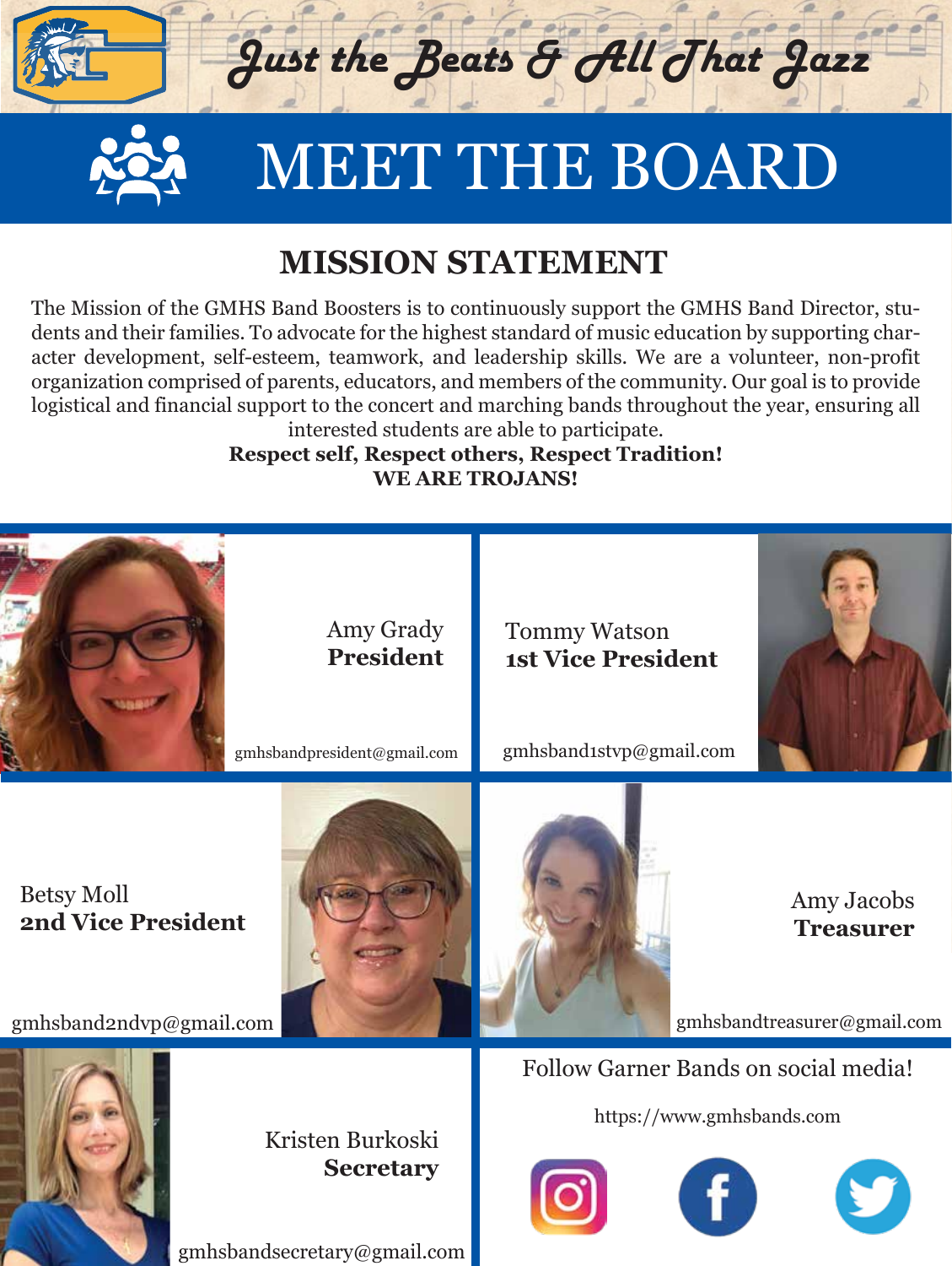*Just the Beats & All That Jazz*

# MEET THE BOARD

## MISSION STATEMENT

The Mission of the GMHS Band Boosters is to continuously support the GMHS Band Director, students and their families. To advocate for the highest standard of music education by supporting character development, self-esteem, teamwork, and leadership skills. We are a volunteer, non-profit organization comprised of parents, educators, and members of the community. Our goal is to provide logistical and financial support to the concert and marching bands throughout the year, ensuring all interested students are able to participate.

**Respect self, Respect others, Respect Tradition!**
**WE ARE TROJANS!**

Amy Grady
**President**
gmhsbandpresident@gmail.com

Tommy Watson
**1st Vice President**
gmhsband1stvp@gmail.com

Betsy Moll
**2nd Vice President**
gmhsband2ndvp@gmail.com

Amy Jacobs
**Treasurer**
gmhsbandtreasurer@gmail.com

Kristen Burkoski
**Secretary**
gmhsbandsecretary@gmail.com

Follow Garner Bands on social media!

https://www.gmhsbands.com